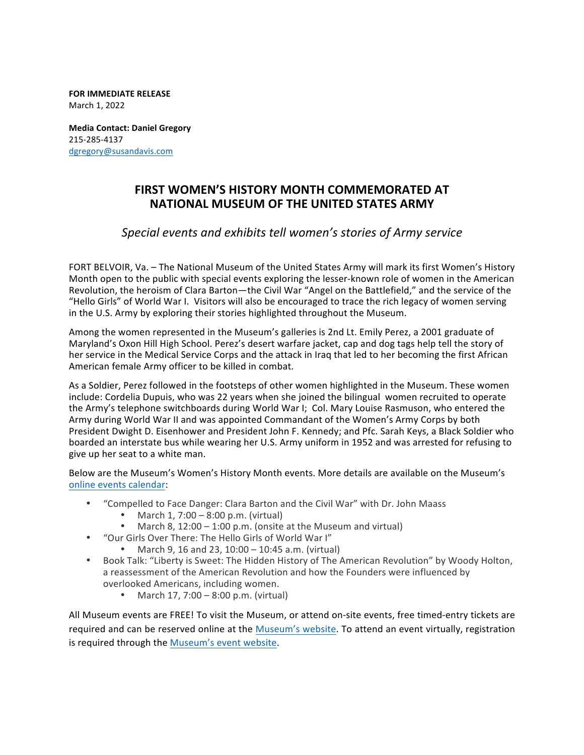**FOR IMMEDIATE RELEASE**
March 1, 2022

**Media Contact: Daniel Gregory**
215-285-4137
dgregory@susandavis.com

# FIRST WOMEN'S HISTORY MONTH COMMEMORATED AT NATIONAL MUSEUM OF THE UNITED STATES ARMY

*Special events and exhibits tell women's stories of Army service*

FORT BELVOIR, Va. – The National Museum of the United States Army will mark its first Women's History Month open to the public with special events exploring the lesser-known role of women in the American Revolution, the heroism of Clara Barton—the Civil War "Angel on the Battlefield," and the service of the "Hello Girls" of World War I. Visitors will also be encouraged to trace the rich legacy of women serving in the U.S. Army by exploring their stories highlighted throughout the Museum.

Among the women represented in the Museum's galleries is 2nd Lt. Emily Perez, a 2001 graduate of Maryland's Oxon Hill High School. Perez's desert warfare jacket, cap and dog tags help tell the story of her service in the Medical Service Corps and the attack in Iraq that led to her becoming the first African American female Army officer to be killed in combat.

As a Soldier, Perez followed in the footsteps of other women highlighted in the Museum. These women include: Cordelia Dupuis, who was 22 years when she joined the bilingual women recruited to operate the Army's telephone switchboards during World War I; Col. Mary Louise Rasmuson, who entered the Army during World War II and was appointed Commandant of the Women's Army Corps by both President Dwight D. Eisenhower and President John F. Kennedy; and Pfc. Sarah Keys, a Black Soldier who boarded an interstate bus while wearing her U.S. Army uniform in 1952 and was arrested for refusing to give up her seat to a white man.

Below are the Museum's Women's History Month events. More details are available on the Museum's online events calendar:

- "Compelled to Face Danger: Clara Barton and the Civil War" with Dr. John Maass
    - March 1, 7:00 – 8:00 p.m. (virtual)
    - March 8, 12:00 – 1:00 p.m. (onsite at the Museum and virtual)
- "Our Girls Over There: The Hello Girls of World War I"
    - March 9, 16 and 23, 10:00 – 10:45 a.m. (virtual)
- Book Talk: "Liberty is Sweet: The Hidden History of The American Revolution" by Woody Holton, a reassessment of the American Revolution and how the Founders were influenced by overlooked Americans, including women.
    - March 17, 7:00 – 8:00 p.m. (virtual)

All Museum events are FREE! To visit the Museum, or attend on-site events, free timed-entry tickets are required and can be reserved online at the Museum's website. To attend an event virtually, registration is required through the Museum's event website.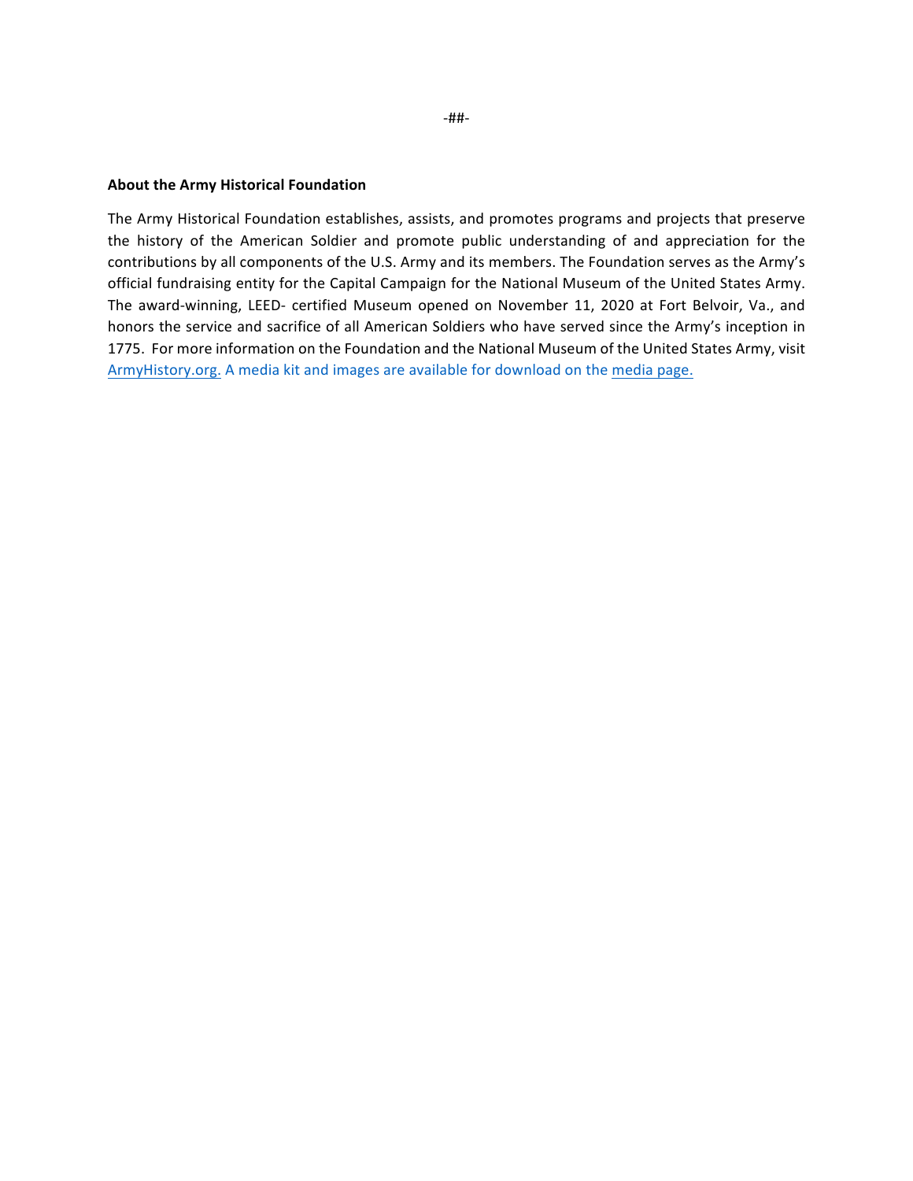-##-

**About the Army Historical Foundation**

The Army Historical Foundation establishes, assists, and promotes programs and projects that preserve the history of the American Soldier and promote public understanding of and appreciation for the contributions by all components of the U.S. Army and its members. The Foundation serves as the Army's official fundraising entity for the Capital Campaign for the National Museum of the United States Army. The award-winning, LEED- certified Museum opened on November 11, 2020 at Fort Belvoir, Va., and honors the service and sacrifice of all American Soldiers who have served since the Army's inception in 1775. For more information on the Foundation and the National Museum of the United States Army, visit ArmyHistory.org. A media kit and images are available for download on the media page.